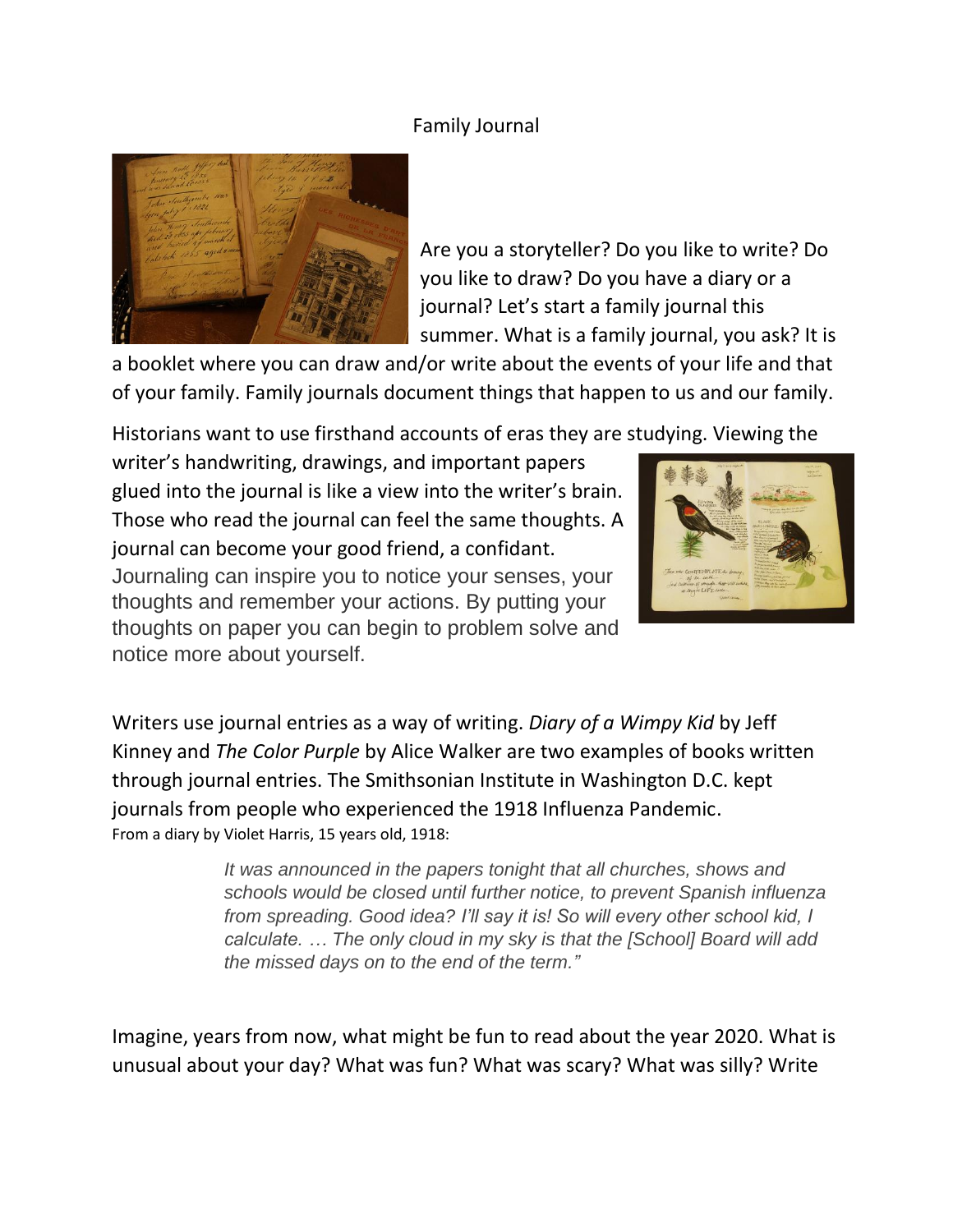Family Journal

Are you a storyteller? Do you like to write? Do you like to draw? Do you have a diary or a journal? Let's start a family journal this summer. What is a family journal, you ask? It is a booklet where you can draw and/or write about the events of your life and that of your family. Family journals document things that happen to us and our family.

Historians want to use firsthand accounts of eras they are studying. Viewing the writer's handwriting, drawings, and important papers glued into the journal is like a view into the writer's brain. Those who read the journal can feel the same thoughts. A journal can become your good friend, a confidant. Journaling can inspire you to notice your senses, your thoughts and remember your actions. By putting your thoughts on paper you can begin to problem solve and notice more about yourself.

Writers use journal entries as a way of writing. *Diary of a Wimpy Kid* by Jeff Kinney and *The Color Purple* by Alice Walker are two examples of books written through journal entries. The Smithsonian Institute in Washington D.C. kept journals from people who experienced the 1918 Influenza Pandemic.

From a diary by Violet Harris, 15 years old, 1918:

> *It was announced in the papers tonight that all churches, shows and schools would be closed until further notice, to prevent Spanish influenza from spreading. Good idea? I'll say it is! So will every other school kid, I calculate. … The only cloud in my sky is that the [School] Board will add the missed days on to the end of the term."*

Imagine, years from now, what might be fun to read about the year 2020. What is unusual about your day? What was fun? What was scary? What was silly? Write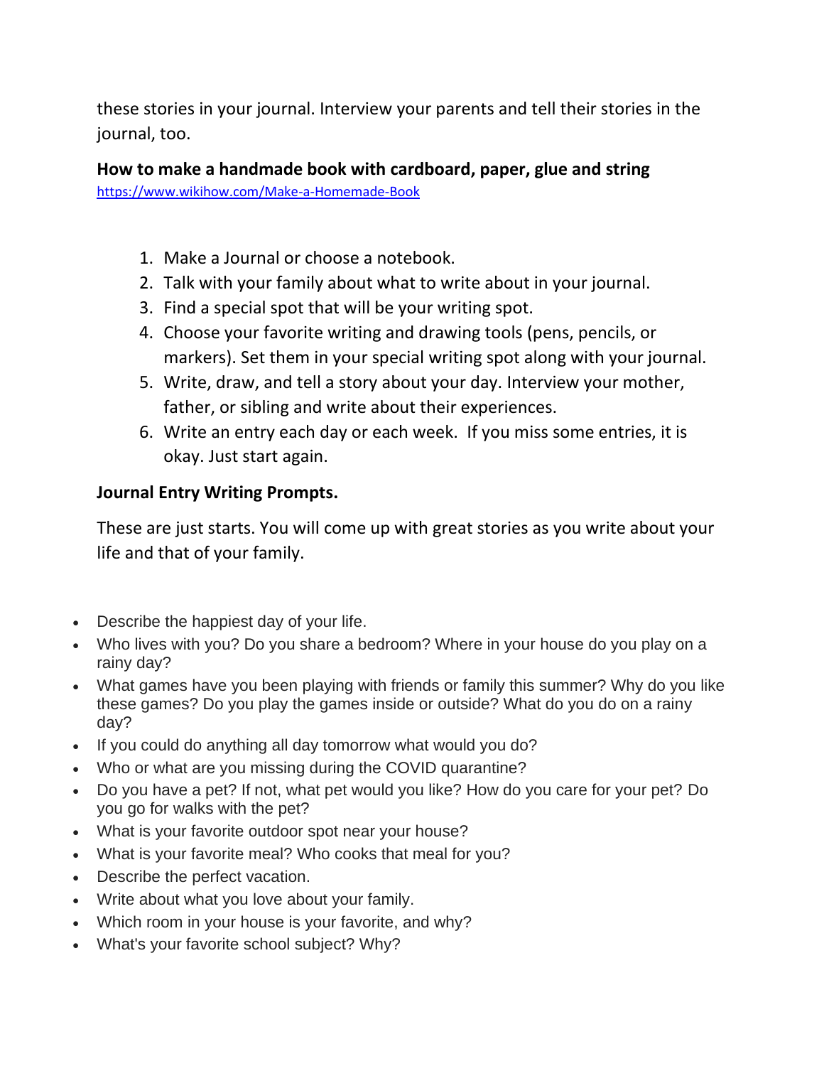these stories in your journal. Interview your parents and tell their stories in the journal, too.

**How to make a handmade book with cardboard, paper, glue and string**

https://www.wikihow.com/Make-a-Homemade-Book

1. Make a Journal or choose a notebook.
2. Talk with your family about what to write about in your journal.
3. Find a special spot that will be your writing spot.
4. Choose your favorite writing and drawing tools (pens, pencils, or markers). Set them in your special writing spot along with your journal.
5. Write, draw, and tell a story about your day. Interview your mother, father, or sibling and write about their experiences.
6. Write an entry each day or each week. If you miss some entries, it is okay. Just start again.

**Journal Entry Writing Prompts.**

These are just starts. You will come up with great stories as you write about your life and that of your family.

- Describe the happiest day of your life.
- Who lives with you? Do you share a bedroom? Where in your house do you play on a rainy day?
- What games have you been playing with friends or family this summer? Why do you like these games? Do you play the games inside or outside? What do you do on a rainy day?
- If you could do anything all day tomorrow what would you do?
- Who or what are you missing during the COVID quarantine?
- Do you have a pet? If not, what pet would you like? How do you care for your pet? Do you go for walks with the pet?
- What is your favorite outdoor spot near your house?
- What is your favorite meal? Who cooks that meal for you?
- Describe the perfect vacation.
- Write about what you love about your family.
- Which room in your house is your favorite, and why?
- What's your favorite school subject? Why?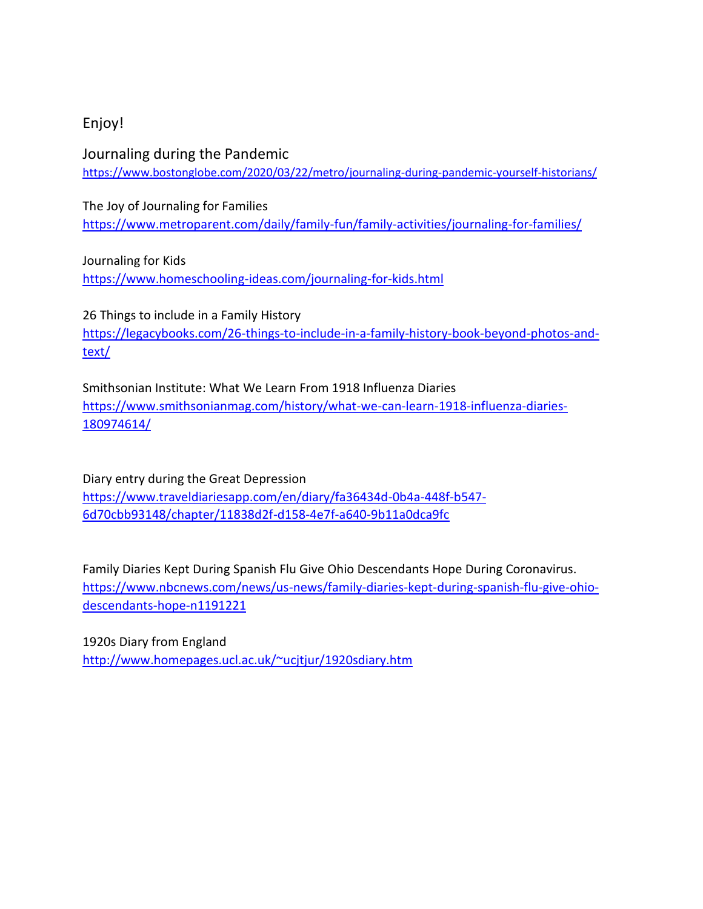Enjoy!

Journaling during the Pandemic
https://www.bostonglobe.com/2020/03/22/metro/journaling-during-pandemic-yourself-historians/

The Joy of Journaling for Families
https://www.metroparent.com/daily/family-fun/family-activities/journaling-for-families/

Journaling for Kids
https://www.homeschooling-ideas.com/journaling-for-kids.html

26 Things to include in a Family History
https://legacybooks.com/26-things-to-include-in-a-family-history-book-beyond-photos-and-text/

Smithsonian Institute: What We Learn From 1918 Influenza Diaries
https://www.smithsonianmag.com/history/what-we-can-learn-1918-influenza-diaries-180974614/

Diary entry during the Great Depression
https://www.traveldiariesapp.com/en/diary/fa36434d-0b4a-448f-b547-6d70cbb93148/chapter/11838d2f-d158-4e7f-a640-9b11a0dca9fc

Family Diaries Kept During Spanish Flu Give Ohio Descendants Hope During Coronavirus.
https://www.nbcnews.com/news/us-news/family-diaries-kept-during-spanish-flu-give-ohio-descendants-hope-n1191221

1920s Diary from England
http://www.homepages.ucl.ac.uk/~ucjtjur/1920sdiary.htm